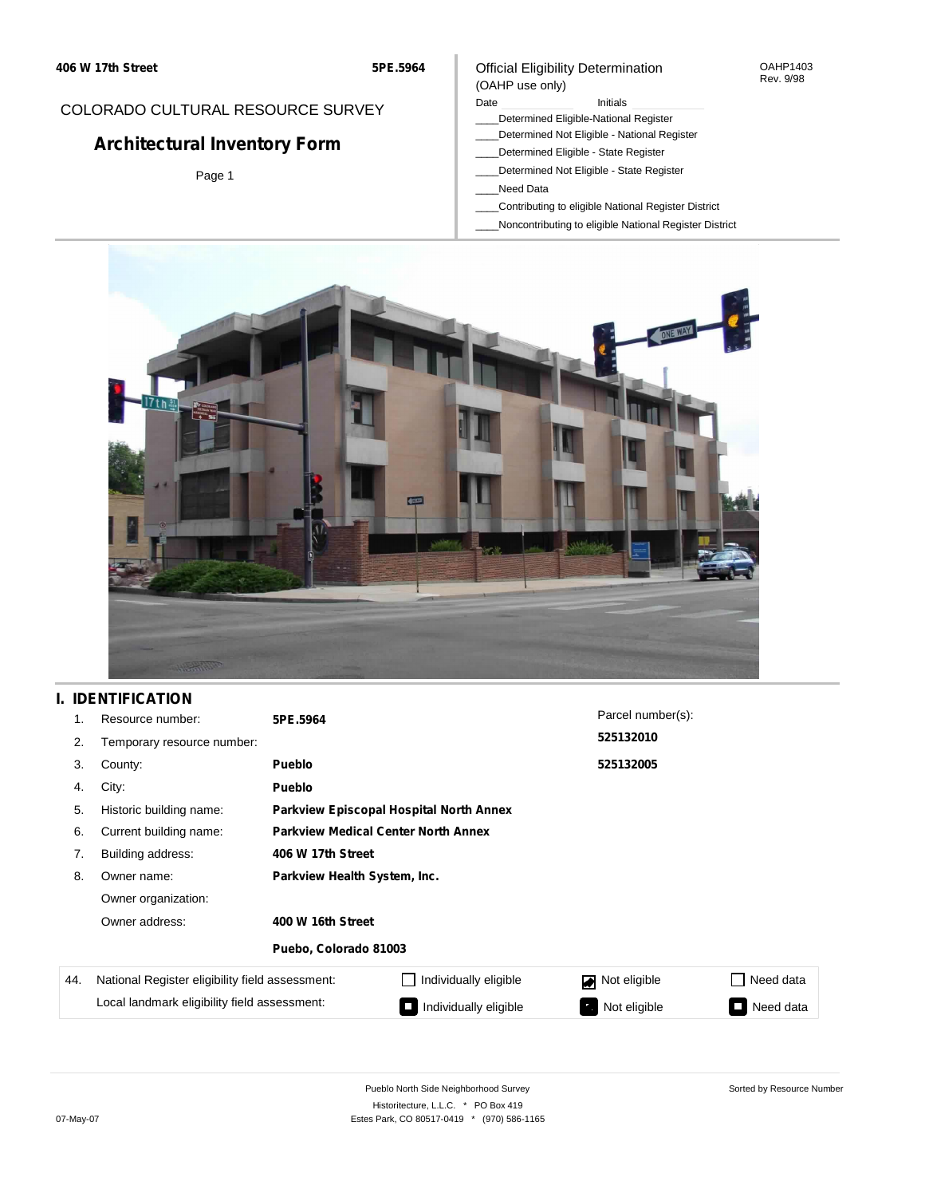406 W 17th Street

5PE.5964

COLORADO CULTURAL RESOURCE SURVEY

# Architectural Inventory Form

Page 1

Official Eligibility Determination
(OAHP use only)

OAHP1403
Rev. 9/98

Date ____________ Initials ____________

____Determined Eligible-National Register
____Determined Not Eligible - National Register
____Determined Eligible - State Register
____Determined Not Eligible - State Register
____Need Data
____Contributing to eligible National Register District
____Noncontributing to eligible National Register District

## I. IDENTIFICATION

1. Resource number: **5PE.5964**
2. Temporary resource number:
3. County: **Pueblo**
4. City: **Pueblo**
5. Historic building name: **Parkview Episcopal Hospital North Annex**
6. Current building name: **Parkview Medical Center North Annex**
7. Building address: **406 W 17th Street**
8. Owner name: **Parkview Health System, Inc.**

   Owner organization:

   Owner address: **400 W 16th Street**

   **Puebo, Colorado 81003**

Parcel number(s):
**525132010**
**525132005**

| 44. | | | | |
|---|---|---|---|---|
| National Register eligibility field assessment: | ☐ Individually eligible | ☑ Not eligible | ☐ Need data |
| Local landmark eligibility field assessment: | ■ Individually eligible | ■ Not eligible | ■ Need data |

Pueblo North Side Neighborhood Survey
Historitecture, L.L.C. * PO Box 419
Estes Park, CO 80517-0419 * (970) 586-1165

Sorted by Resource Number

07-May-07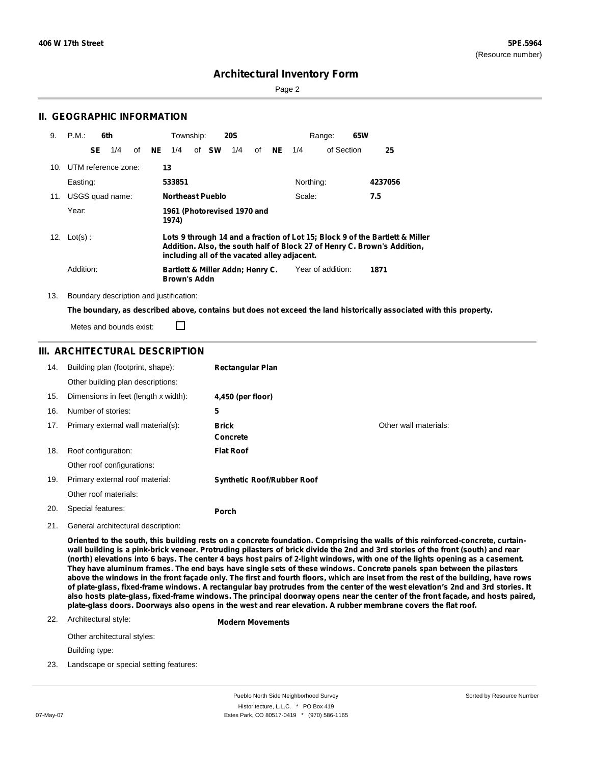# Architectural Inventory Form

## II. GEOGRAPHIC INFORMATION

9. P.M.: **6th** Township: **20S** Range: **65W**
   **SE** 1/4 of **NE** 1/4 of **SW** 1/4 of **NE** 1/4 of Section **25**

10. UTM reference zone: **13**
    Easting: **533851** Northing: **4237056**

11. USGS quad name: **Northeast Pueblo** Scale: **7.5**
    Year: **1961 (Photorevised 1970 and 1974)**

12. Lot(s): **Lots 9 through 14 and a fraction of Lot 15; Block 9 of the Bartlett & Miller Addition. Also, the south half of Block 27 of Henry C. Brown's Addition, including all of the vacated alley adjacent.**
    Addition: **Bartlett & Miller Addn; Henry C. Brown's Addn** Year of addition: **1871**

13. Boundary description and justification:
    **The boundary, as described above, contains but does not exceed the land historically associated with this property.**
    Metes and bounds exist: ☐

## III. ARCHITECTURAL DESCRIPTION

14. Building plan (footprint, shape): **Rectangular Plan**
    Other building plan descriptions:
15. Dimensions in feet (length x width): **4,450 (per floor)**
16. Number of stories: **5**
17. Primary external wall material(s): **Brick**, **Concrete** Other wall materials:
18. Roof configuration: **Flat Roof**
    Other roof configurations:
19. Primary external roof material: **Synthetic Roof/Rubber Roof**
    Other roof materials:
20. Special features: **Porch**
21. General architectural description:
    **Oriented to the south, this building rests on a concrete foundation. Comprising the walls of this reinforced-concrete, curtain-wall building is a pink-brick veneer. Protruding pilasters of brick divide the 2nd and 3rd stories of the front (south) and rear (north) elevations into 6 bays. The center 4 bays host pairs of 2-light windows, with one of the lights opening as a casement. They have aluminum frames. The end bays have single sets of these windows. Concrete panels span between the pilasters above the windows in the front façade only. The first and fourth floors, which are inset from the rest of the building, have rows of plate-glass, fixed-frame windows. A rectangular bay protrudes from the center of the west elevation's 2nd and 3rd stories. It also hosts plate-glass, fixed-frame windows. The principal doorway opens near the center of the front façade, and hosts paired, plate-glass doors. Doorways also opens in the west and rear elevation. A rubber membrane covers the flat roof.**
22. Architectural style: **Modern Movements**
    Other architectural styles:
    Building type:
23. Landscape or special setting features: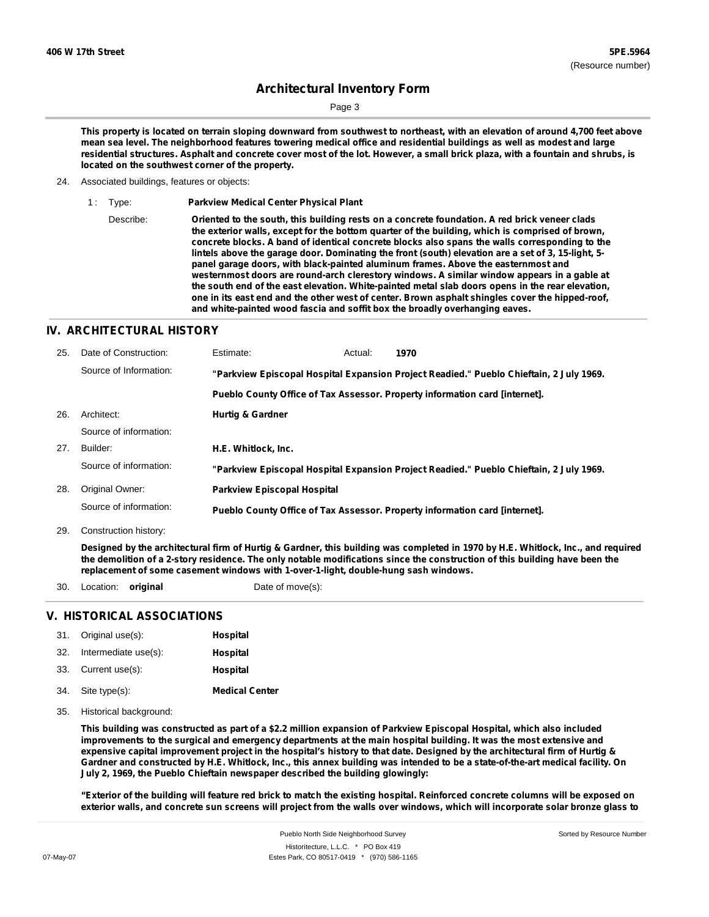# Architectural Inventory Form

**This property is located on terrain sloping downward from southwest to northeast, with an elevation of around 4,700 feet above mean sea level. The neighborhood features towering medical office and residential buildings as well as modest and large residential structures. Asphalt and concrete cover most of the lot. However, a small brick plaza, with a fountain and shrubs, is located on the southwest corner of the property.**

24. Associated buildings, features or objects:

1 : Type: **Parkview Medical Center Physical Plant**

Describe: **Oriented to the south, this building rests on a concrete foundation. A red brick veneer clads the exterior walls, except for the bottom quarter of the building, which is comprised of brown, concrete blocks. A band of identical concrete blocks also spans the walls corresponding to the lintels above the garage door. Dominating the front (south) elevation are a set of 3, 15-light, 5-panel garage doors, with black-painted aluminum frames. Above the easternmost and westernmost doors are round-arch clerestory windows. A similar window appears in a gable at the south end of the east elevation. White-painted metal slab doors opens in the rear elevation, one in its east end and the other west of center. Brown asphalt shingles cover the hipped-roof, and white-painted wood fascia and soffit box the broadly overhanging eaves.**

## IV. ARCHITECTURAL HISTORY

25. Date of Construction: Estimate: Actual: **1970**

Source of Information: **"Parkview Episcopal Hospital Expansion Project Readied." Pueblo Chieftain, 2 July 1969.**

**Pueblo County Office of Tax Assessor. Property information card [internet].**

26. Architect: **Hurtig & Gardner**

Source of information:

27. Builder: **H.E. Whitlock, Inc.**

Source of information: **"Parkview Episcopal Hospital Expansion Project Readied." Pueblo Chieftain, 2 July 1969.**

28. Original Owner: **Parkview Episcopal Hospital**

Source of information: **Pueblo County Office of Tax Assessor. Property information card [internet].**

29. Construction history:

**Designed by the architectural firm of Hurtig & Gardner, this building was completed in 1970 by H.E. Whitlock, Inc., and required the demolition of a 2-story residence. The only notable modifications since the construction of this building have been the replacement of some casement windows with 1-over-1-light, double-hung sash windows.**

30. Location: **original** Date of move(s):

## V. HISTORICAL ASSOCIATIONS

31. Original use(s): **Hospital**
32. Intermediate use(s): **Hospital**
33. Current use(s): **Hospital**
34. Site type(s): **Medical Center**
35. Historical background:

**This building was constructed as part of a $2.2 million expansion of Parkview Episcopal Hospital, which also included improvements to the surgical and emergency departments at the main hospital building. It was the most extensive and expensive capital improvement project in the hospital's history to that date. Designed by the architectural firm of Hurtig & Gardner and constructed by H.E. Whitlock, Inc., this annex building was intended to be a state-of-the-art medical facility. On July 2, 1969, the Pueblo Chieftain newspaper described the building glowingly:**

**"Exterior of the building will feature red brick to match the existing hospital. Reinforced concrete columns will be exposed on exterior walls, and concrete sun screens will project from the walls over windows, which will incorporate solar bronze glass to**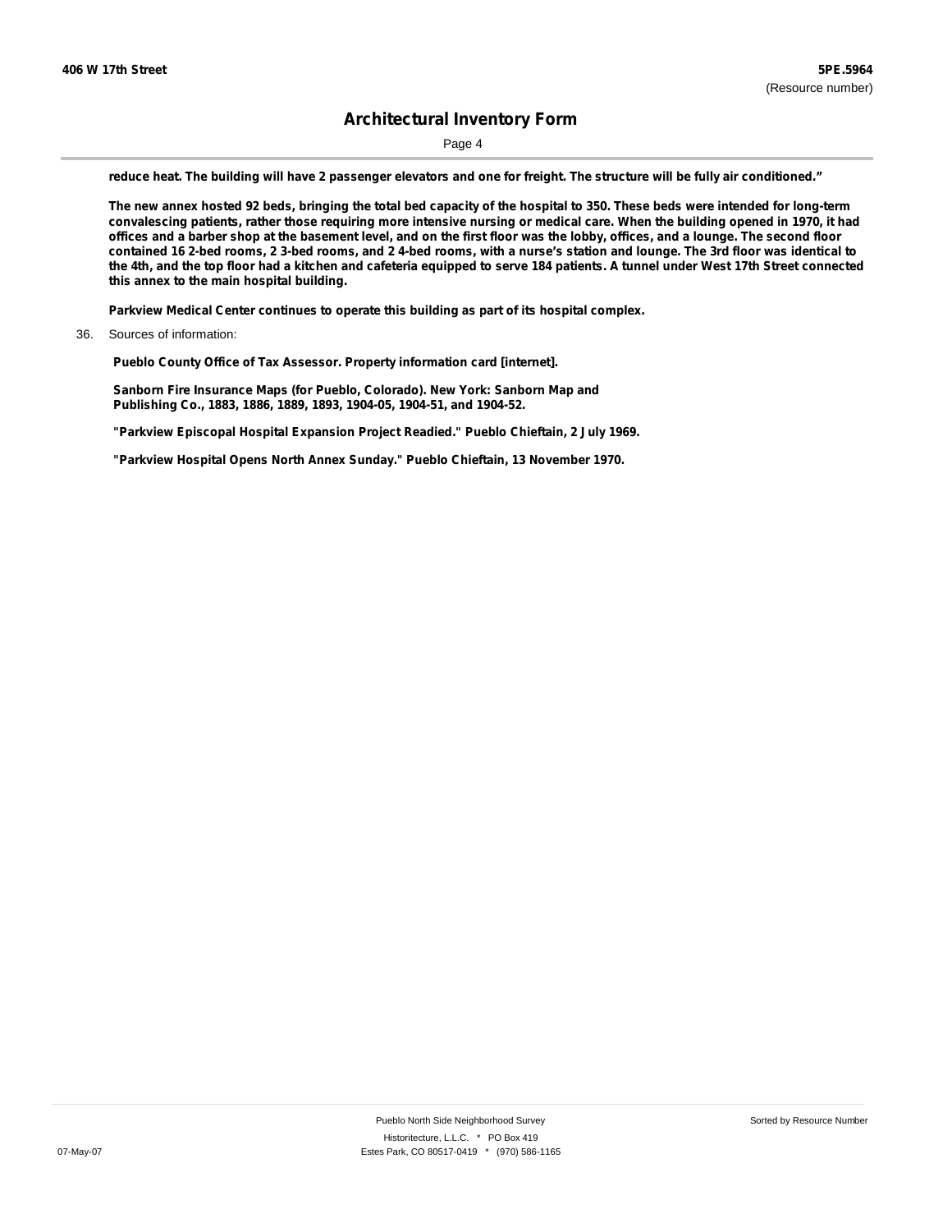**reduce heat. The building will have 2 passenger elevators and one for freight. The structure will be fully air conditioned."**

**The new annex hosted 92 beds, bringing the total bed capacity of the hospital to 350. These beds were intended for long-term convalescing patients, rather those requiring more intensive nursing or medical care. When the building opened in 1970, it had offices and a barber shop at the basement level, and on the first floor was the lobby, offices, and a lounge. The second floor contained 16 2-bed rooms, 2 3-bed rooms, and 2 4-bed rooms, with a nurse's station and lounge. The 3rd floor was identical to the 4th, and the top floor had a kitchen and cafeteria equipped to serve 184 patients. A tunnel under West 17th Street connected this annex to the main hospital building.**

**Parkview Medical Center continues to operate this building as part of its hospital complex.**

36. Sources of information:

**Pueblo County Office of Tax Assessor. Property information card [internet].**

**Sanborn Fire Insurance Maps (for Pueblo, Colorado). New York: Sanborn Map and Publishing Co., 1883, 1886, 1889, 1893, 1904-05, 1904-51, and 1904-52.**

**"Parkview Episcopal Hospital Expansion Project Readied." Pueblo Chieftain, 2 July 1969.**

**"Parkview Hospital Opens North Annex Sunday." Pueblo Chieftain, 13 November 1970.**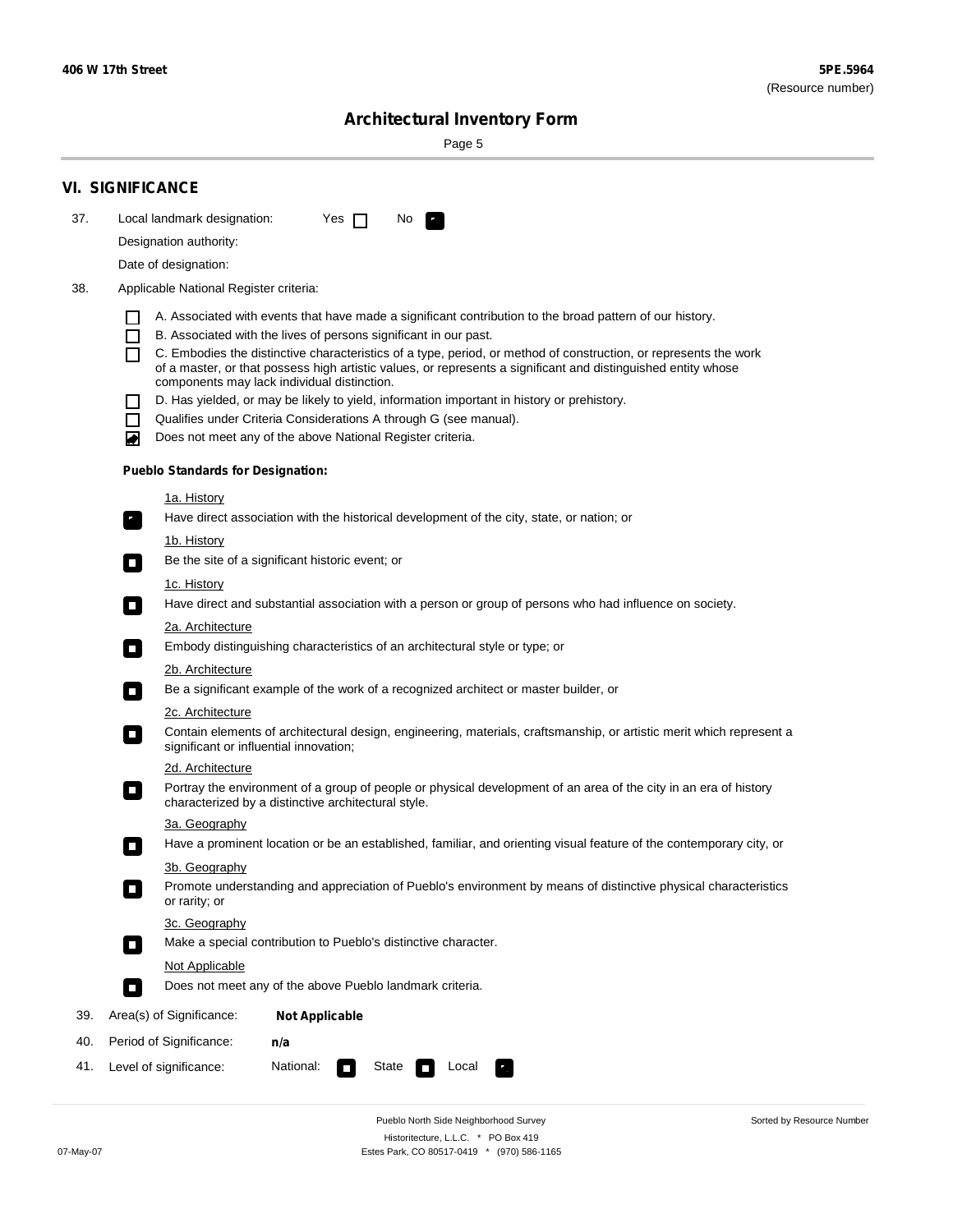## VI. SIGNIFICANCE

37. Local landmark designation: Yes ☐ No ☑

Designation authority:

Date of designation:

38. Applicable National Register criteria:

- ☐ A. Associated with events that have made a significant contribution to the broad pattern of our history.
- ☐ B. Associated with the lives of persons significant in our past.
- ☐ C. Embodies the distinctive characteristics of a type, period, or method of construction, or represents the work of a master, or that possess high artistic values, or represents a significant and distinguished entity whose components may lack individual distinction.
- ☐ D. Has yielded, or may be likely to yield, information important in history or prehistory.
- ☐ Qualifies under Criteria Considerations A through G (see manual).
- ☑ Does not meet any of the above National Register criteria.

**Pueblo Standards for Designation:**

1a. History
- ☑ Have direct association with the historical development of the city, state, or nation; or

1b. History
- ☐ Be the site of a significant historic event; or

1c. History
- ☐ Have direct and substantial association with a person or group of persons who had influence on society.

2a. Architecture
- ☐ Embody distinguishing characteristics of an architectural style or type; or

2b. Architecture
- ☐ Be a significant example of the work of a recognized architect or master builder, or

2c. Architecture
- ☐ Contain elements of architectural design, engineering, materials, craftsmanship, or artistic merit which represent a significant or influential innovation;

2d. Architecture
- ☐ Portray the environment of a group of people or physical development of an area of the city in an era of history characterized by a distinctive architectural style.

3a. Geography
- ☐ Have a prominent location or be an established, familiar, and orienting visual feature of the contemporary city, or

3b. Geography
- ☐ Promote understanding and appreciation of Pueblo's environment by means of distinctive physical characteristics or rarity; or

3c. Geography
- ☐ Make a special contribution to Pueblo's distinctive character.

Not Applicable
- ☐ Does not meet any of the above Pueblo landmark criteria.

39. Area(s) of Significance: **Not Applicable**

40. Period of Significance: **n/a**

41. Level of significance: National: ☐ State ☐ Local ☑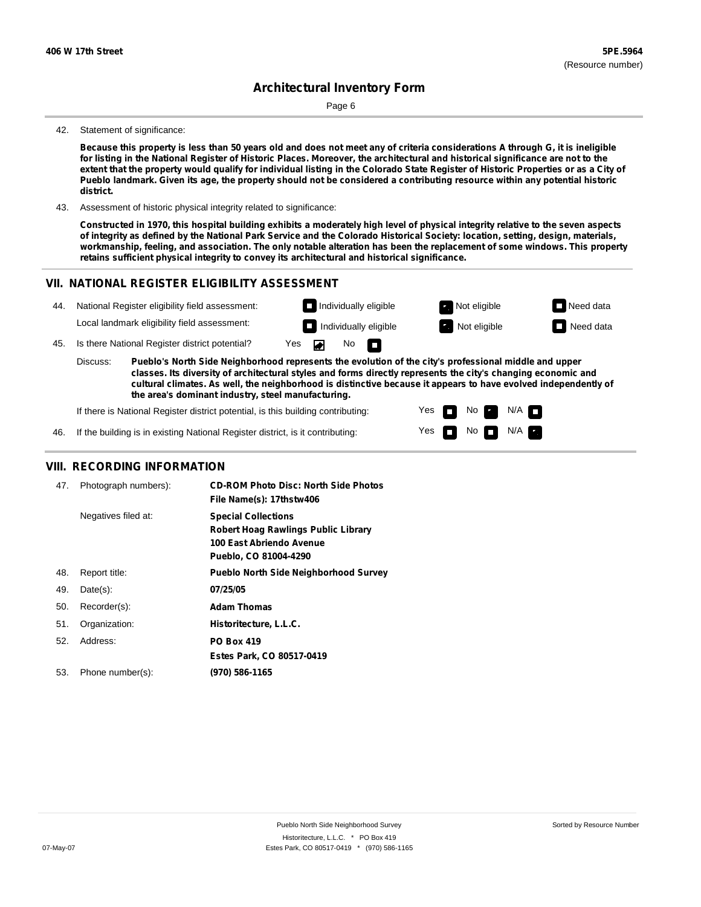42. Statement of significance:

**Because this property is less than 50 years old and does not meet any of criteria considerations A through G, it is ineligible for listing in the National Register of Historic Places. Moreover, the architectural and historical significance are not to the extent that the property would qualify for individual listing in the Colorado State Register of Historic Properties or as a City of Pueblo landmark. Given its age, the property should not be considered a contributing resource within any potential historic district.**

43. Assessment of historic physical integrity related to significance:

**Constructed in 1970, this hospital building exhibits a moderately high level of physical integrity relative to the seven aspects of integrity as defined by the National Park Service and the Colorado Historical Society: location, setting, design, materials, workmanship, feeling, and association. The only notable alteration has been the replacement of some windows. This property retains sufficient physical integrity to convey its architectural and historical significance.**

## VII. NATIONAL REGISTER ELIGIBILITY ASSESSMENT

44. National Register eligibility field assessment: Individually eligible / **Not eligible** (checked) / Need data

Local landmark eligibility field assessment: Individually eligible / **Not eligible** (checked) / Need data

45. Is there National Register district potential? Yes (checked) / No

Discuss: **Pueblo's North Side Neighborhood represents the evolution of the city's professional middle and upper classes. Its diversity of architectural styles and forms directly represents the city's changing economic and cultural climates. As well, the neighborhood is distinctive because it appears to have evolved independently of the area's dominant industry, steel manufacturing.**

If there is National Register district potential, is this building contributing: Yes / **No** (checked) / N/A

46. If the building is in existing National Register district, is it contributing: Yes / No / **N/A** (checked)

## VIII. RECORDING INFORMATION

| | | |
|---|---|---|
| 47. | Photograph numbers): | **CD-ROM Photo Disc: North Side Photos**<br>**File Name(s): 17thstw406** |
| | Negatives filed at: | **Special Collections**<br>**Robert Hoag Rawlings Public Library**<br>**100 East Abriendo Avenue**<br>**Pueblo, CO 81004-4290** |
| 48. | Report title: | **Pueblo North Side Neighborhood Survey** |
| 49. | Date(s): | **07/25/05** |
| 50. | Recorder(s): | **Adam Thomas** |
| 51. | Organization: | **Historitecture, L.L.C.** |
| 52. | Address: | **PO Box 419**<br>**Estes Park, CO 80517-0419** |
| 53. | Phone number(s): | **(970) 586-1165** |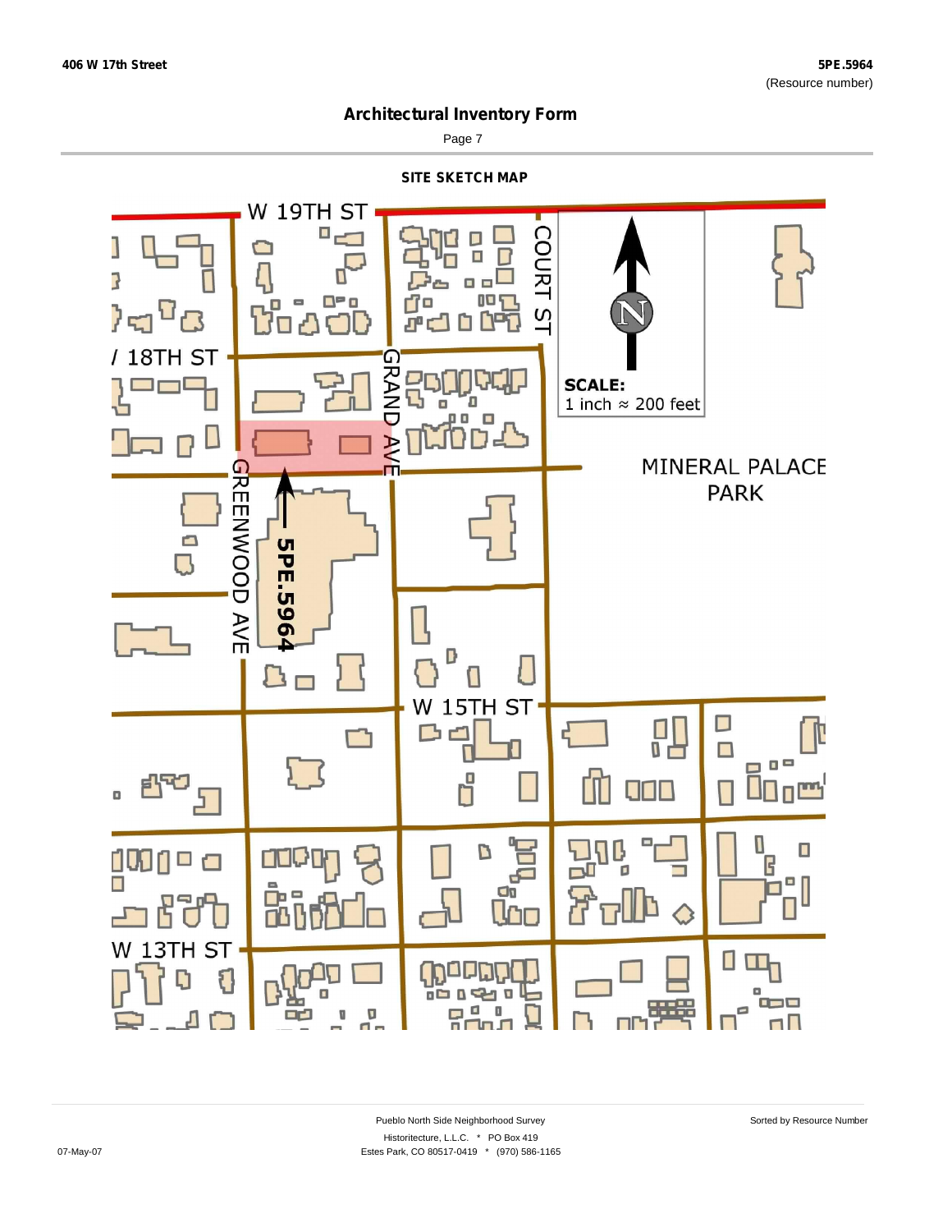**406 W 17th Street**

**5PE.5964**
(Resource number)

# Architectural Inventory Form

## SITE SKETCH MAP

W 19TH ST

COURT ST

/ 18TH ST

GRAND AVE

SCALE:
1 inch ≈ 200 feet

MINERAL PALACE PARK

GREENWOOD AVE

5PE.5964

W 15TH ST

W 13TH ST

Pueblo North Side Neighborhood Survey
Historitecture, L.L.C. * PO Box 419
Estes Park, CO 80517-0419 * (970) 586-1165

07-May-07

Sorted by Resource Number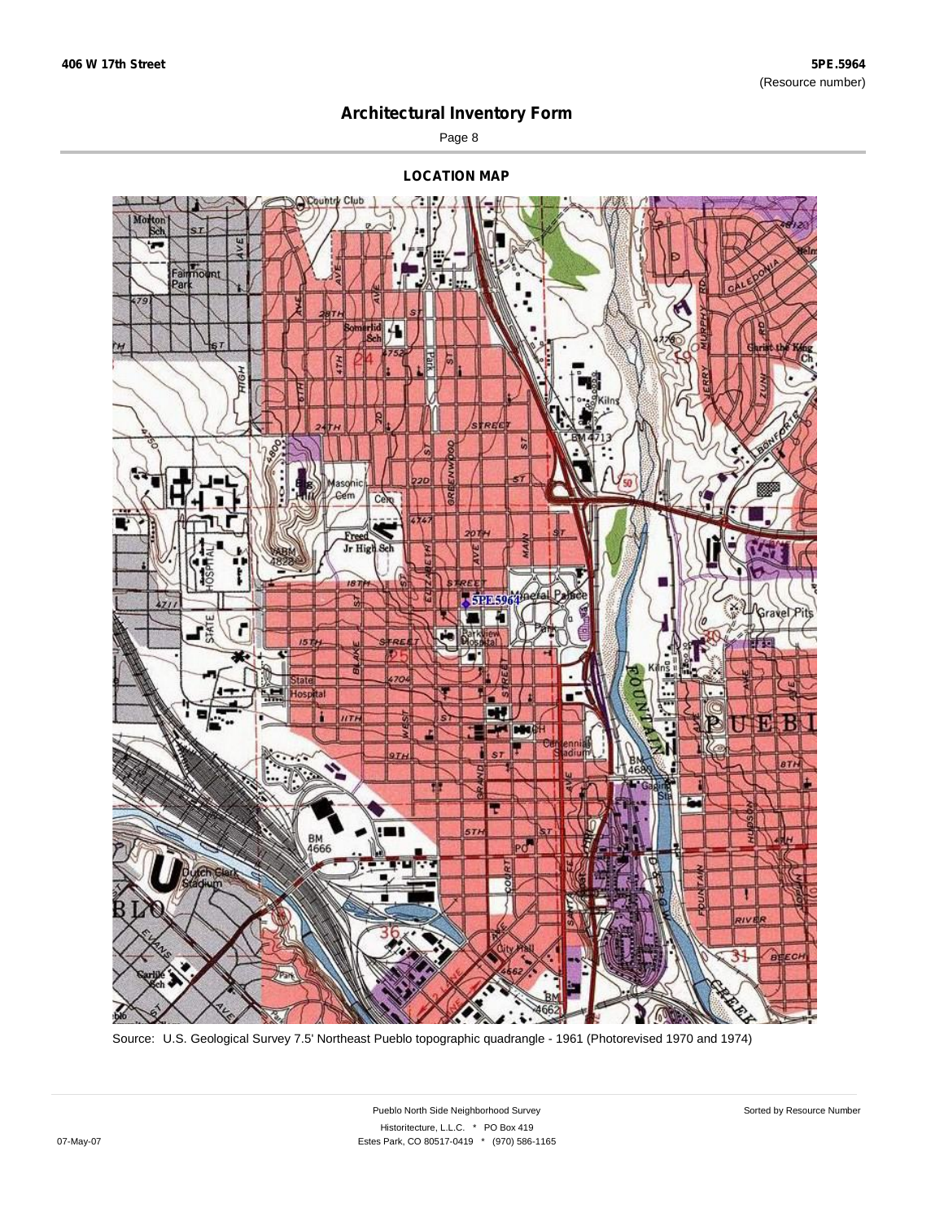## LOCATION MAP

Source: U.S. Geological Survey 7.5' Northeast Pueblo topographic quadrangle - 1961 (Photorevised 1970 and 1974)